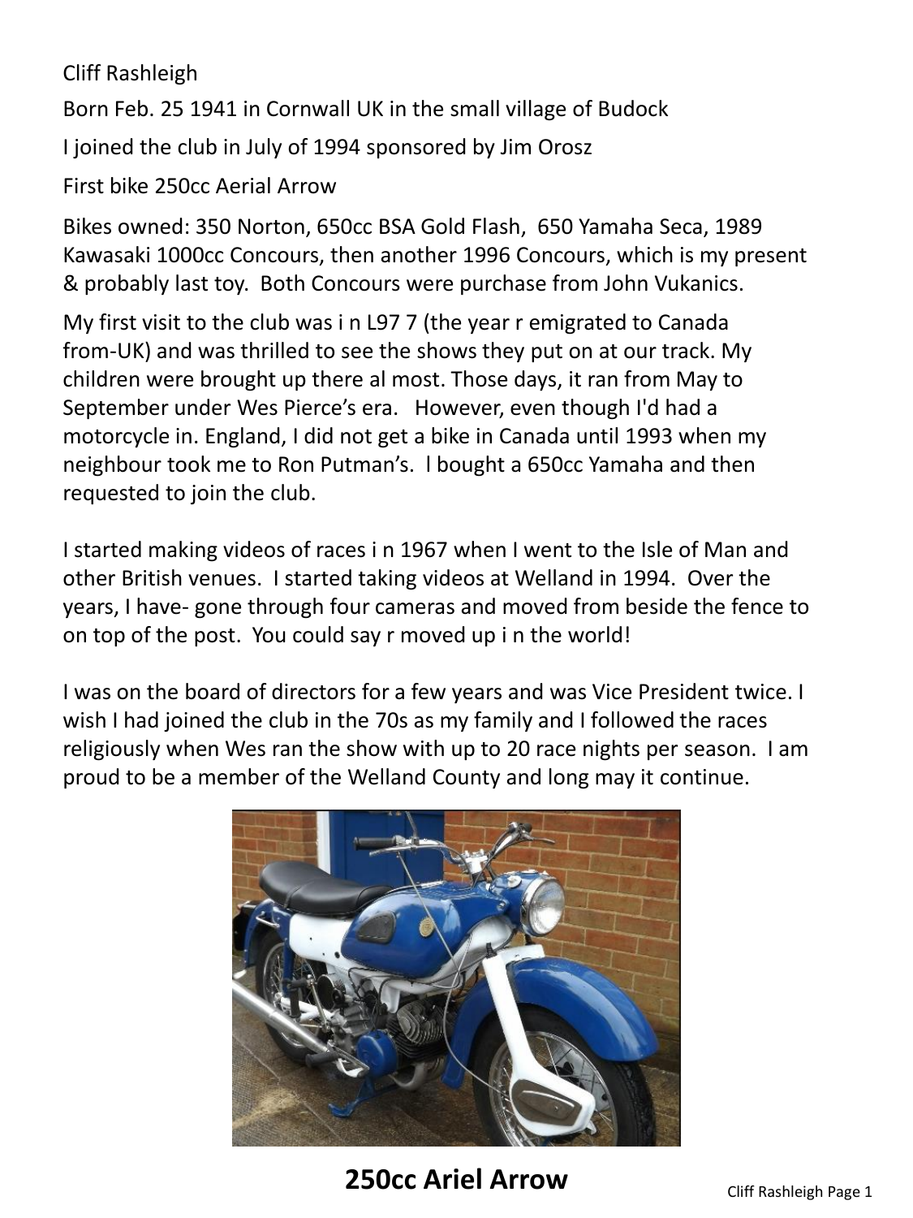Cliff Rashleigh

Born Feb. 25 1941 in Cornwall UK in the small village of Budock

I joined the club in July of 1994 sponsored by Jim Orosz

First bike 250cc Aerial Arrow

Bikes owned: 350 Norton, 650cc BSA Gold Flash, 650 Yamaha Seca, 1989 Kawasaki 1000cc Concours, then another 1996 Concours, which is my present & probably last toy. Both Concours were purchase from John Vukanics.

My first visit to the club was i n L97 7 (the year r emigrated to Canada from-UK) and was thrilled to see the shows they put on at our track. My children were brought up there al most. Those days, it ran from May to September under Wes Pierce's era. However, even though I'd had a motorcycle in. England, I did not get a bike in Canada until 1993 when my neighbour took me to Ron Putman's. l bought a 650cc Yamaha and then requested to join the club.

I started making videos of races i n 1967 when I went to the Isle of Man and other British venues. I started taking videos at Welland in 1994. Over the years, I have- gone through four cameras and moved from beside the fence to on top of the post. You could say r moved up i n the world!

I was on the board of directors for a few years and was Vice President twice. I wish I had joined the club in the 70s as my family and I followed the races religiously when Wes ran the show with up to 20 race nights per season. I am proud to be a member of the Welland County and long may it continue.

**250cc Ariel Arrow**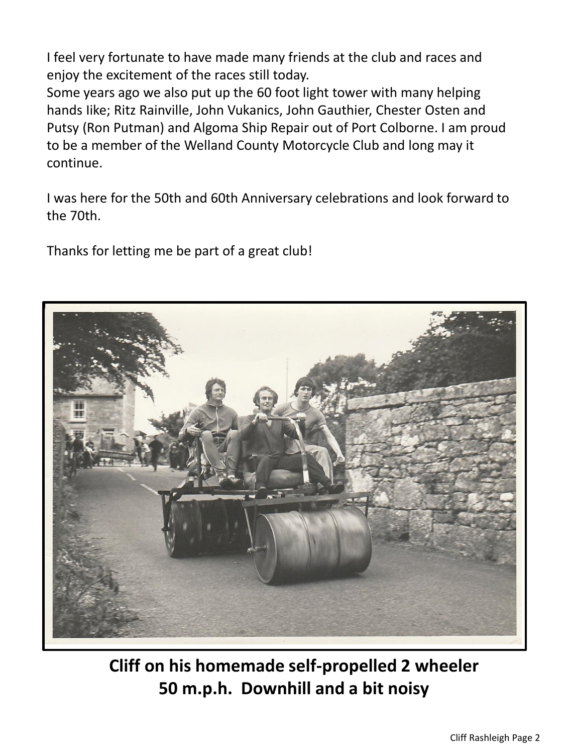I feel very fortunate to have made many friends at the club and races and enjoy the excitement of the races still today.
Some years ago we also put up the 60 foot light tower with many helping hands Iike; Ritz Rainville, John Vukanics, John Gauthier, Chester Osten and Putsy (Ron Putman) and Algoma Ship Repair out of Port Colborne. I am proud to be a member of the Welland County Motorcycle Club and long may it continue.

I was here for the 50th and 60th Anniversary celebrations and look forward to the 70th.

Thanks for letting me be part of a great club!

**Cliff on his homemade self-propelled 2 wheeler**
**50 m.p.h. Downhill and a bit noisy**